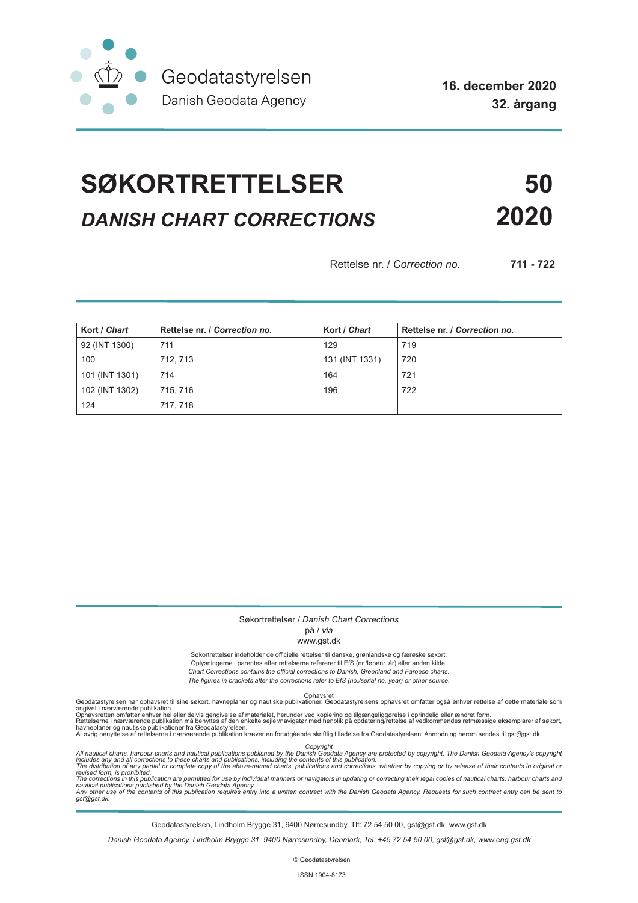Geodatastyrelsen
Danish Geodata Agency

**16. december 2020**
**32. årgang**

# SØKORTRETTELSER 50

## *DANISH CHART CORRECTIONS* 2020

Rettelse nr. / *Correction no.* **711 - 722**

| **Kort** / ***Chart*** | **Rettelse nr.** / ***Correction no.*** | **Kort** / ***Chart*** | **Rettelse nr.** / ***Correction no.*** |
|---|---|---|---|
| 92 (INT 1300) | 711 | 129 | 719 |
| 100 | 712, 713 | 131 (INT 1331) | 720 |
| 101 (INT 1301) | 714 | 164 | 721 |
| 102 (INT 1302) | 715, 716 | 196 | 722 |
| 124 | 717, 718 | | |

Søkortrettelser / *Danish Chart Corrections*
på / *via*
www.gst.dk

Søkortrettelser indeholder de officielle rettelser til danske, grønlandske og færøske søkort.
Oplysningerne i parentes efter rettelserne refererer til EfS (nr./løbenr. år) eller anden kilde.
*Chart Corrections contains the official corrections to Danish, Greenland and Faroese charts.*
*The figures in brackets after the corrections refer to EfS (no./serial no. year) or other source.*

Ophavsret
Geodatastyrelsen har ophavsret til sine søkort, havneplaner og nautiske publikationer. Geodatastyrelsens ophavsret omfatter også enhver rettelse af dette materiale som angivet i nærværende publikation.
Ophavsretten omfatter enhver hel eller delvis gengivelse af materialet, herunder ved kopiering og tilgængeliggørelse i oprindelig eller ændret form.
Rettelserne i nærværende publikation må benyttes af den enkelte sejler/navigatør med henblik på opdatering/rettelse af vedkommendes retmæssige eksemplarer af søkort, havneplaner og nautiske publikationer fra Geodatastyrelsen.
Al øvrig benyttelse af rettelserne i nærværende publikation kræver en forudgående skriftlig tilladelse fra Geodatastyrelsen. Anmodning herom sendes til gst@gst.dk.

*Copyright*
*All nautical charts, harbour charts and nautical publications published by the Danish Geodata Agency are protected by copyright. The Danish Geodata Agency's copyright includes any and all corrections to these charts and publications, including the contents of this publication.*
*The distribution of any partial or complete copy of the above-named charts, publications and corrections, whether by copying or by release of their contents in original or revised form, is prohibited.*
*The corrections in this publication are permitted for use by individual mariners or navigators in updating or correcting their legal copies of nautical charts, harbour charts and nautical publications published by the Danish Geodata Agency.*
*Any other use of the contents of this publication requires entry into a written contract with the Danish Geodata Agency. Requests for such contract entry can be sent to gst@gst.dk.*

Geodatastyrelsen, Lindholm Brygge 31, 9400 Nørresundby, Tlf: 72 54 50 00, gst@gst.dk, www.gst.dk

*Danish Geodata Agency, Lindholm Brygge 31, 9400 Nørresundby, Denmark, Tel: +45 72 54 50 00, gst@gst.dk, www.eng.gst.dk*

© Geodatastyrelsen

ISSN 1904-8173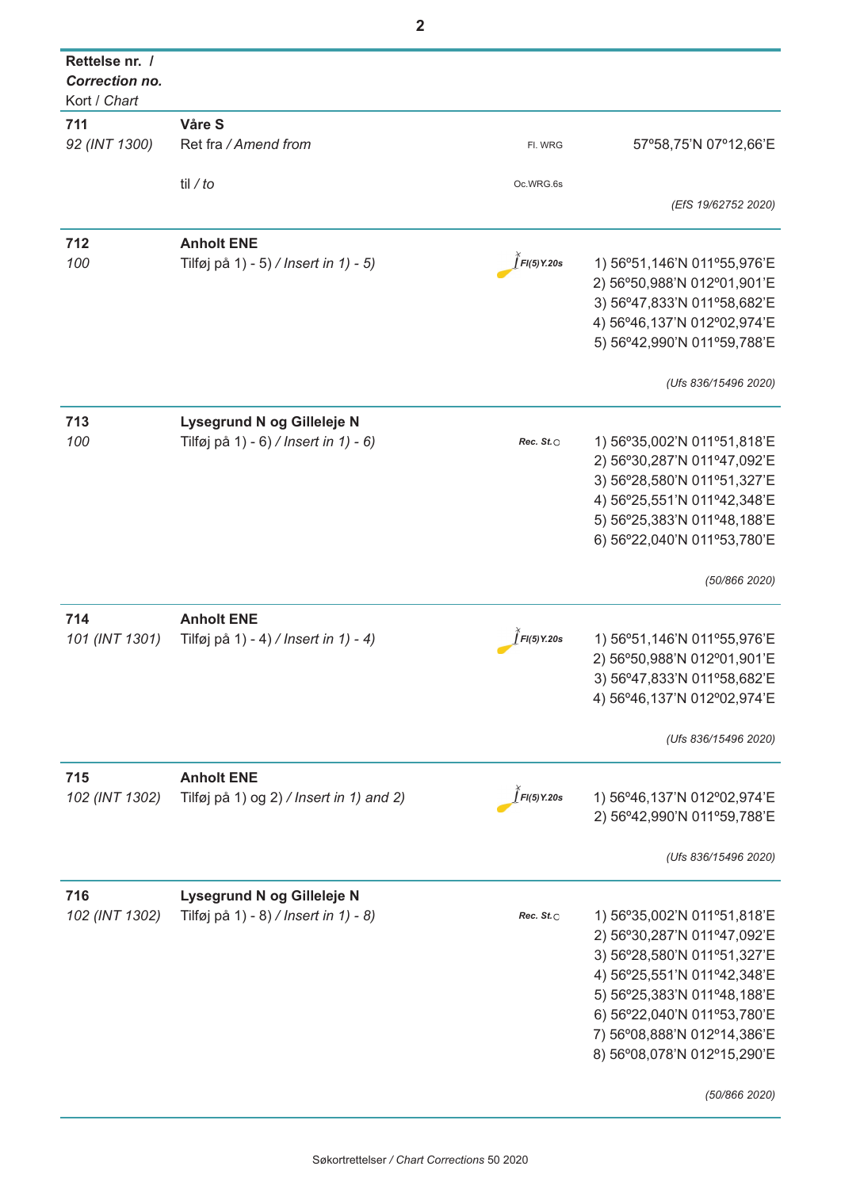| **Rettelse nr. /** ***Correction no.*** Kort / *Chart* | | | |
|---|---|---|---|
| **711** | **Våre S** | | |
| *92 (INT 1300)* | Ret fra / *Amend from* | Fl. WRG | 57°58,75'N 07°12,66'E |
| | til / *to* | Oc.WRG.6s | |
| | | | *(EfS 19/62752 2020)* |
| **712** | **Anholt ENE** | | |
| *100* | Tilføj på 1) - 5) / *Insert in 1) - 5)* | *Fl(5)Y.20s* | 1) 56°51,146'N 011°55,976'E<br>2) 56°50,988'N 012°01,901'E<br>3) 56°47,833'N 011°58,682'E<br>4) 56°46,137'N 012°02,974'E<br>5) 56°42,990'N 011°59,788'E |
| | | | *(Ufs 836/15496 2020)* |
| **713** | **Lysegrund N og Gilleleje N** | | |
| *100* | Tilføj på 1) - 6) / *Insert in 1) - 6)* | *Rec. St.* | 1) 56°35,002'N 011°51,818'E<br>2) 56°30,287'N 011°47,092'E<br>3) 56°28,580'N 011°51,327'E<br>4) 56°25,551'N 011°42,348'E<br>5) 56°25,383'N 011°48,188'E<br>6) 56°22,040'N 011°53,780'E |
| | | | *(50/866 2020)* |
| **714** | **Anholt ENE** | | |
| *101 (INT 1301)* | Tilføj på 1) - 4) / *Insert in 1) - 4)* | *Fl(5)Y.20s* | 1) 56°51,146'N 011°55,976'E<br>2) 56°50,988'N 012°01,901'E<br>3) 56°47,833'N 011°58,682'E<br>4) 56°46,137'N 012°02,974'E |
| | | | *(Ufs 836/15496 2020)* |
| **715** | **Anholt ENE** | | |
| *102 (INT 1302)* | Tilføj på 1) og 2) / *Insert in 1) and 2)* | *Fl(5)Y.20s* | 1) 56°46,137'N 012°02,974'E<br>2) 56°42,990'N 011°59,788'E |
| | | | *(Ufs 836/15496 2020)* |
| **716** | **Lysegrund N og Gilleleje N** | | |
| *102 (INT 1302)* | Tilføj på 1) - 8) / *Insert in 1) - 8)* | *Rec. St.* | 1) 56°35,002'N 011°51,818'E<br>2) 56°30,287'N 011°47,092'E<br>3) 56°28,580'N 011°51,327'E<br>4) 56°25,551'N 011°42,348'E<br>5) 56°25,383'N 011°48,188'E<br>6) 56°22,040'N 011°53,780'E<br>7) 56°08,888'N 012°14,386'E<br>8) 56°08,078'N 012°15,290'E |
| | | | *(50/866 2020)* |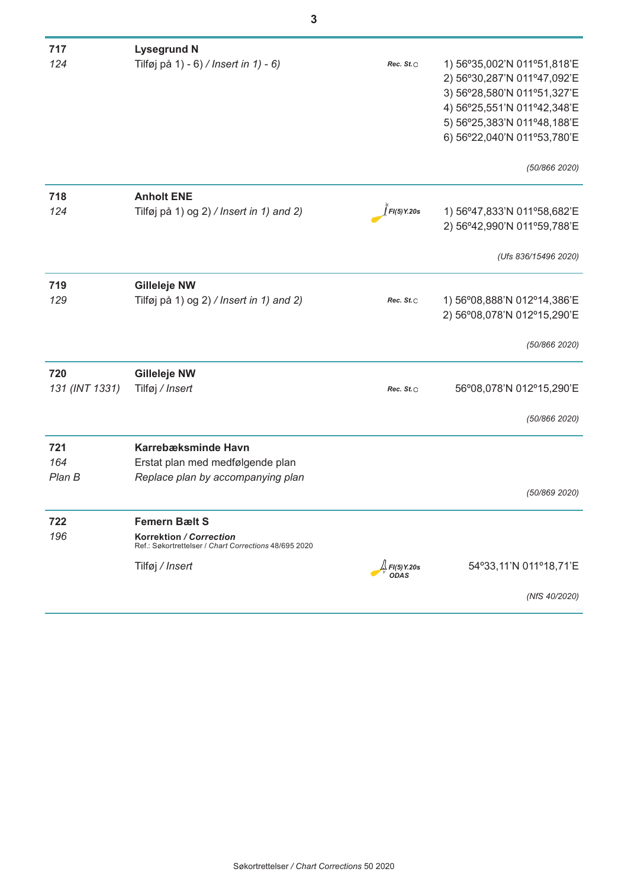| | | | |
|---|---|---|---|
| **717** | **Lysegrund N** | | |
| *124* | Tilføj på 1) - 6) / *Insert in 1) - 6)* | *Rec. St.*○ | 1) 56°35,002'N 011°51,818'E<br>2) 56°30,287'N 011°47,092'E<br>3) 56°28,580'N 011°51,327'E<br>4) 56°25,551'N 011°42,348'E<br>5) 56°25,383'N 011°48,188'E<br>6) 56°22,040'N 011°53,780'E |
| | | | *(50/866 2020)* |
| **718** | **Anholt ENE** | | |
| *124* | Tilføj på 1) og 2) / *Insert in 1) and 2)* | *Fl(5)Y.20s* | 1) 56°47,833'N 011°58,682'E<br>2) 56°42,990'N 011°59,788'E |
| | | | *(Ufs 836/15496 2020)* |
| **719** | **Gilleleje NW** | | |
| *129* | Tilføj på 1) og 2) / *Insert in 1) and 2)* | *Rec. St.*○ | 1) 56°08,888'N 012°14,386'E<br>2) 56°08,078'N 012°15,290'E |
| | | | *(50/866 2020)* |
| **720** | **Gilleleje NW** | | |
| *131 (INT 1331)* | Tilføj / *Insert* | *Rec. St.*○ | 56°08,078'N 012°15,290'E |
| | | | *(50/866 2020)* |
| **721** | **Karrebæksminde Havn** | | |
| *164*<br>*Plan B* | Erstat plan med medfølgende plan<br>*Replace plan by accompanying plan* | | |
| | | | *(50/869 2020)* |
| **722** | **Femern Bælt S** | | |
| *196* | **Korrektion / *Correction***<br>Ref.: Søkortrettelser / *Chart Corrections* 48/695 2020 | | |
| | Tilføj / *Insert* | *Fl(5)Y.20s ODAS* | 54°33,11'N 011°18,71'E |
| | | | *(NfS 40/2020)* |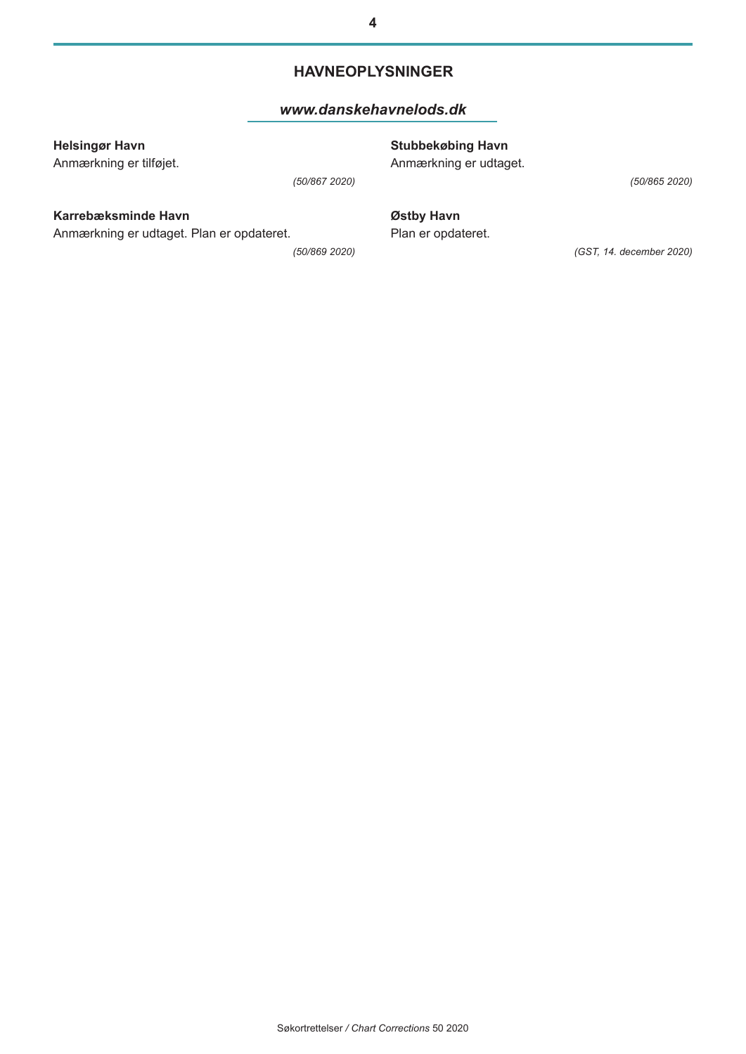## HAVNEOPLYSNINGER

### *www.danskehavnelods.dk*

**Helsingør Havn**

Anmærkning er tilføjet.

*(50/867 2020)*

**Karrebæksminde Havn**

Anmærkning er udtaget. Plan er opdateret.

*(50/869 2020)*

**Stubbekøbing Havn**

Anmærkning er udtaget.

*(50/865 2020)*

**Østby Havn**

Plan er opdateret.

*(GST, 14. december 2020)*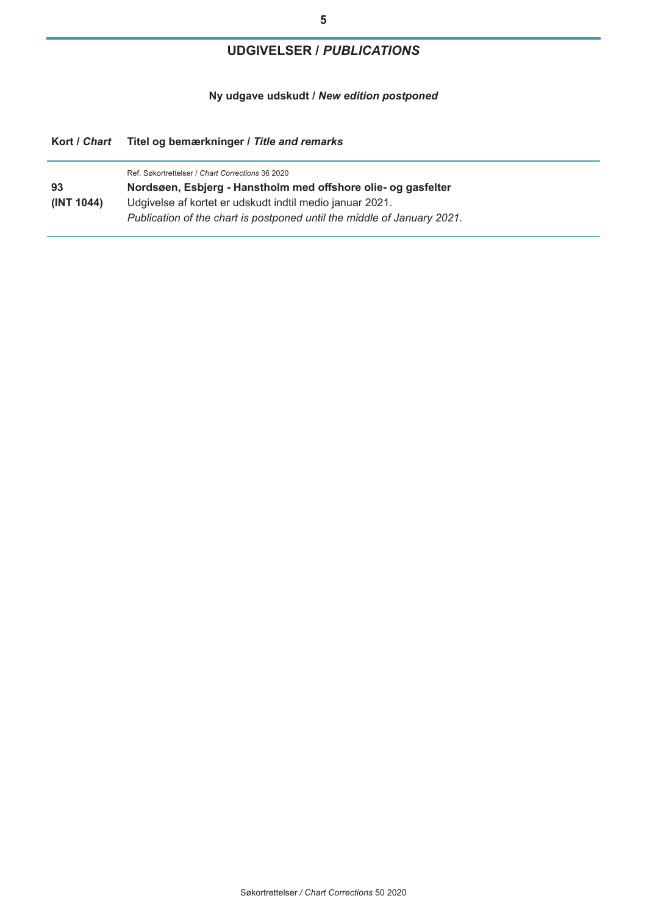## UDGIVELSER / *PUBLICATIONS*

### Ny udgave udskudt / *New edition postponed*

| Kort / *Chart* | Titel og bemærkninger / *Title and remarks* |
|---|---|
| **93** **(INT 1044)** | Ref. Søkortrettelser / *Chart Corrections* 36 2020 **Nordsøen, Esbjerg - Hanstholm med offshore olie- og gasfelter** Udgivelse af kortet er udskudt indtil medio januar 2021. *Publication of the chart is postponed until the middle of January 2021.* |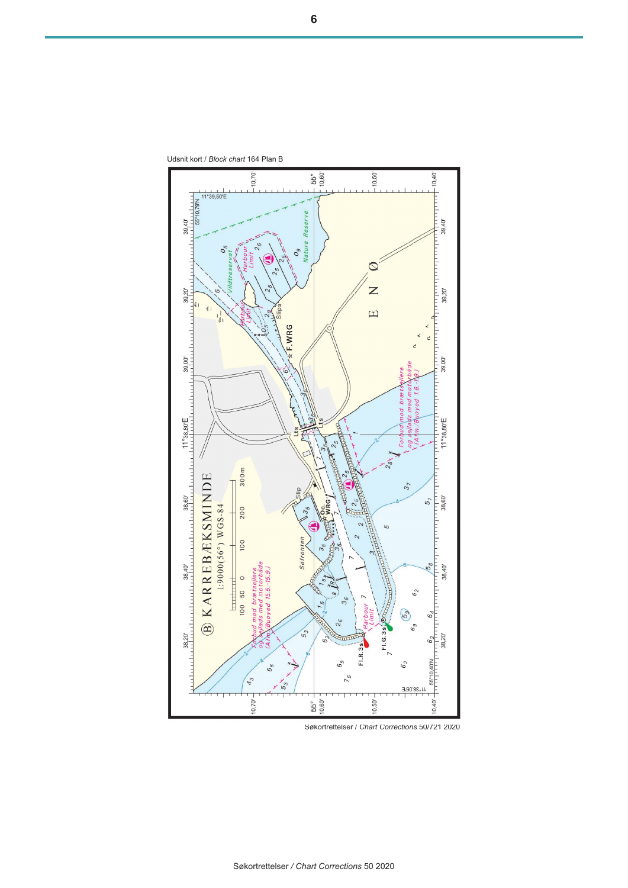Udsnit kort / *Block chart* 164 Plan B

Ⓑ KARREBÆKSMINDE

1:9000(56°) WGS-84

100 50 0 100 200 300m

Vildtreservat

Harbour Limit

Nature Reserve

F.WRG

Oc.WRG

Slips

Slip

Lts

Søfronten

E N Ø

Forbud mod brætsejlere og sejlads med motorbåde (Afm./Buoyed 1.6.-15.9.)

Forbud mod brætsejlere og sejlads med motorbåde (Afm./Buoyed 15.5.-15.9.)

Fl.R.3s

Fl.G.3s

55°10,79'N

11°39,50'E

11°38,80'E

55°10,40'N

11°38,05'E

Søkortrettelser / *Chart Corrections* 50/721 2020